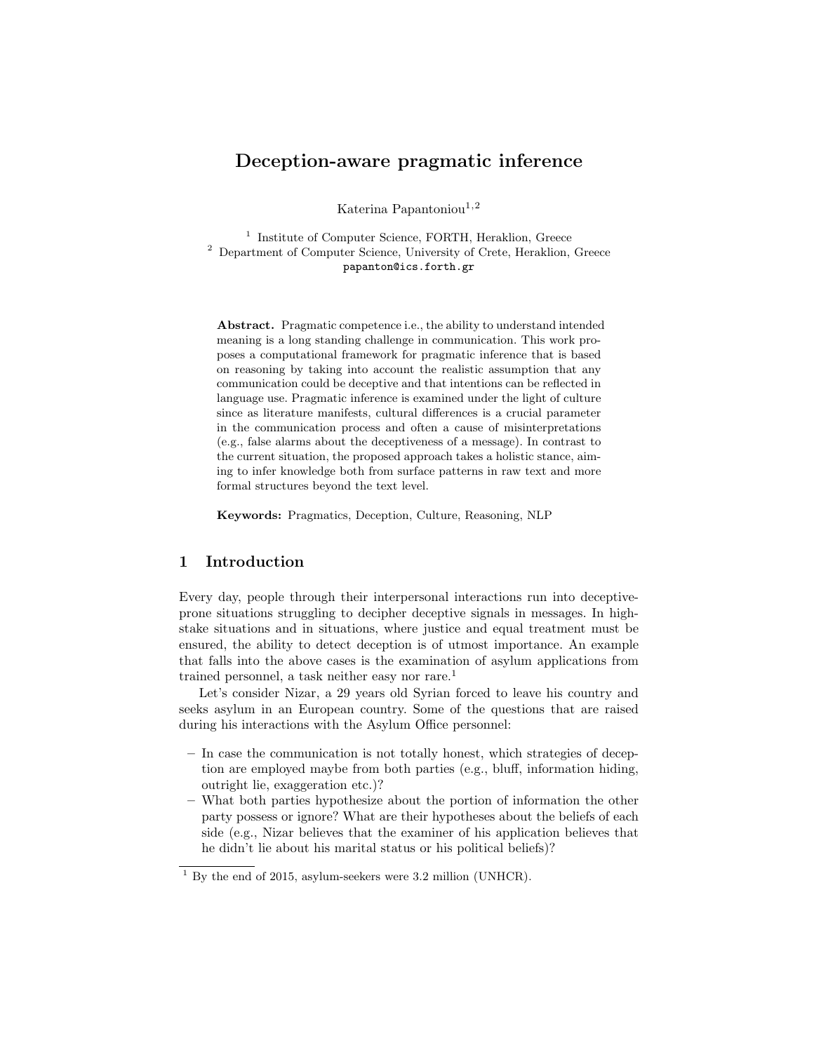# Deception-aware pragmatic inference

Katerina Papantoniou[1,2]

[1] Institute of Computer Science, FORTH, Heraklion, Greece
[2] Department of Computer Science, University of Crete, Heraklion, Greece
papanton@ics.forth.gr

**Abstract.** Pragmatic competence i.e., the ability to understand intended meaning is a long standing challenge in communication. This work proposes a computational framework for pragmatic inference that is based on reasoning by taking into account the realistic assumption that any communication could be deceptive and that intentions can be reflected in language use. Pragmatic inference is examined under the light of culture since as literature manifests, cultural differences is a crucial parameter in the communication process and often a cause of misinterpretations (e.g., false alarms about the deceptiveness of a message). In contrast to the current situation, the proposed approach takes a holistic stance, aiming to infer knowledge both from surface patterns in raw text and more formal structures beyond the text level.

**Keywords:** Pragmatics, Deception, Culture, Reasoning, NLP

## 1 Introduction

Every day, people through their interpersonal interactions run into deceptive-prone situations struggling to decipher deceptive signals in messages. In high-stake situations and in situations, where justice and equal treatment must be ensured, the ability to detect deception is of utmost importance. An example that falls into the above cases is the examination of asylum applications from trained personnel, a task neither easy nor rare.[1]

Let's consider Nizar, a 29 years old Syrian forced to leave his country and seeks asylum in an European country. Some of the questions that are raised during his interactions with the Asylum Office personnel:

- In case the communication is not totally honest, which strategies of deception are employed maybe from both parties (e.g., bluff, information hiding, outright lie, exaggeration etc.)?
- What both parties hypothesize about the portion of information the other party possess or ignore? What are their hypotheses about the beliefs of each side (e.g., Nizar believes that the examiner of his application believes that he didn't lie about his marital status or his political beliefs)?

[1] By the end of 2015, asylum-seekers were 3.2 million (UNHCR).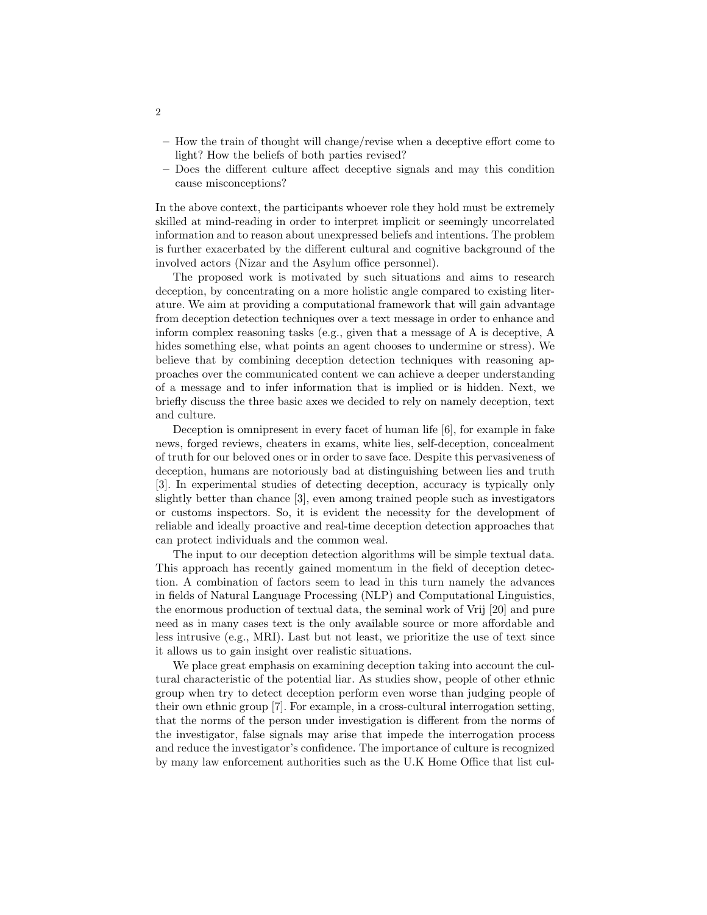- How the train of thought will change/revise when a deceptive effort come to light? How the beliefs of both parties revised?
- Does the different culture affect deceptive signals and may this condition cause misconceptions?

In the above context, the participants whoever role they hold must be extremely skilled at mind-reading in order to interpret implicit or seemingly uncorrelated information and to reason about unexpressed beliefs and intentions. The problem is further exacerbated by the different cultural and cognitive background of the involved actors (Nizar and the Asylum office personnel).

The proposed work is motivated by such situations and aims to research deception, by concentrating on a more holistic angle compared to existing literature. We aim at providing a computational framework that will gain advantage from deception detection techniques over a text message in order to enhance and inform complex reasoning tasks (e.g., given that a message of A is deceptive, A hides something else, what points an agent chooses to undermine or stress). We believe that by combining deception detection techniques with reasoning approaches over the communicated content we can achieve a deeper understanding of a message and to infer information that is implied or is hidden. Next, we briefly discuss the three basic axes we decided to rely on namely deception, text and culture.

Deception is omnipresent in every facet of human life [6], for example in fake news, forged reviews, cheaters in exams, white lies, self-deception, concealment of truth for our beloved ones or in order to save face. Despite this pervasiveness of deception, humans are notoriously bad at distinguishing between lies and truth [3]. In experimental studies of detecting deception, accuracy is typically only slightly better than chance [3], even among trained people such as investigators or customs inspectors. So, it is evident the necessity for the development of reliable and ideally proactive and real-time deception detection approaches that can protect individuals and the common weal.

The input to our deception detection algorithms will be simple textual data. This approach has recently gained momentum in the field of deception detection. A combination of factors seem to lead in this turn namely the advances in fields of Natural Language Processing (NLP) and Computational Linguistics, the enormous production of textual data, the seminal work of Vrij [20] and pure need as in many cases text is the only available source or more affordable and less intrusive (e.g., MRI). Last but not least, we prioritize the use of text since it allows us to gain insight over realistic situations.

We place great emphasis on examining deception taking into account the cultural characteristic of the potential liar. As studies show, people of other ethnic group when try to detect deception perform even worse than judging people of their own ethnic group [7]. For example, in a cross-cultural interrogation setting, that the norms of the person under investigation is different from the norms of the investigator, false signals may arise that impede the interrogation process and reduce the investigator's confidence. The importance of culture is recognized by many law enforcement authorities such as the U.K Home Office that list cul-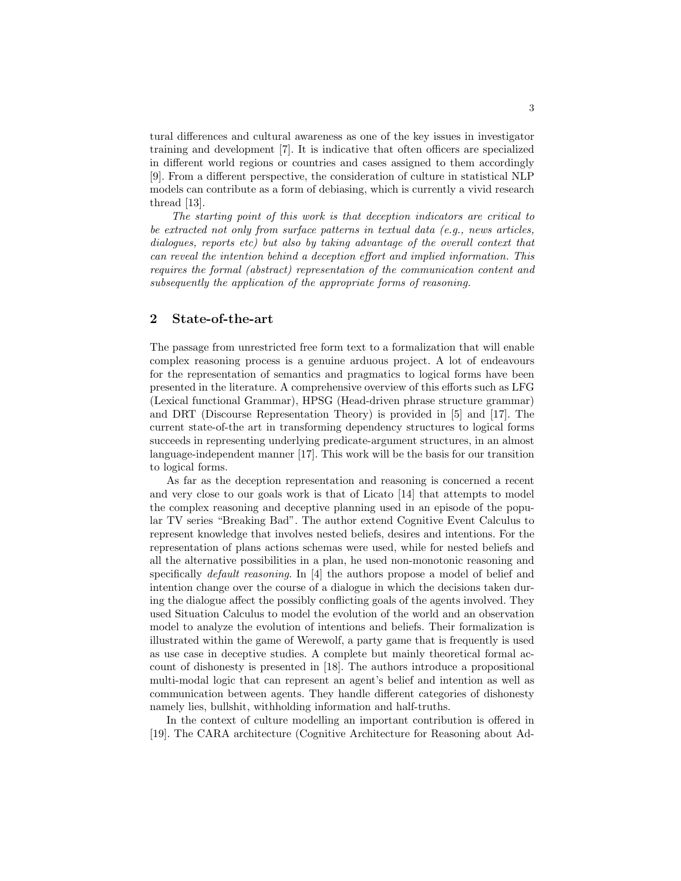tural differences and cultural awareness as one of the key issues in investigator training and development [7]. It is indicative that often officers are specialized in different world regions or countries and cases assigned to them accordingly [9]. From a different perspective, the consideration of culture in statistical NLP models can contribute as a form of debiasing, which is currently a vivid research thread [13].

*The starting point of this work is that deception indicators are critical to be extracted not only from surface patterns in textual data (e.g., news articles, dialogues, reports etc) but also by taking advantage of the overall context that can reveal the intention behind a deception effort and implied information. This requires the formal (abstract) representation of the communication content and subsequently the application of the appropriate forms of reasoning.*

## 2 State-of-the-art

The passage from unrestricted free form text to a formalization that will enable complex reasoning process is a genuine arduous project. A lot of endeavours for the representation of semantics and pragmatics to logical forms have been presented in the literature. A comprehensive overview of this efforts such as LFG (Lexical functional Grammar), HPSG (Head-driven phrase structure grammar) and DRT (Discourse Representation Theory) is provided in [5] and [17]. The current state-of-the art in transforming dependency structures to logical forms succeeds in representing underlying predicate-argument structures, in an almost language-independent manner [17]. This work will be the basis for our transition to logical forms.

As far as the deception representation and reasoning is concerned a recent and very close to our goals work is that of Licato [14] that attempts to model the complex reasoning and deceptive planning used in an episode of the popular TV series "Breaking Bad". The author extend Cognitive Event Calculus to represent knowledge that involves nested beliefs, desires and intentions. For the representation of plans actions schemas were used, while for nested beliefs and all the alternative possibilities in a plan, he used non-monotonic reasoning and specifically *default reasoning*. In [4] the authors propose a model of belief and intention change over the course of a dialogue in which the decisions taken during the dialogue affect the possibly conflicting goals of the agents involved. They used Situation Calculus to model the evolution of the world and an observation model to analyze the evolution of intentions and beliefs. Their formalization is illustrated within the game of Werewolf, a party game that is frequently is used as use case in deceptive studies. A complete but mainly theoretical formal account of dishonesty is presented in [18]. The authors introduce a propositional multi-modal logic that can represent an agent's belief and intention as well as communication between agents. They handle different categories of dishonesty namely lies, bullshit, withholding information and half-truths.

In the context of culture modelling an important contribution is offered in [19]. The CARA architecture (Cognitive Architecture for Reasoning about Ad-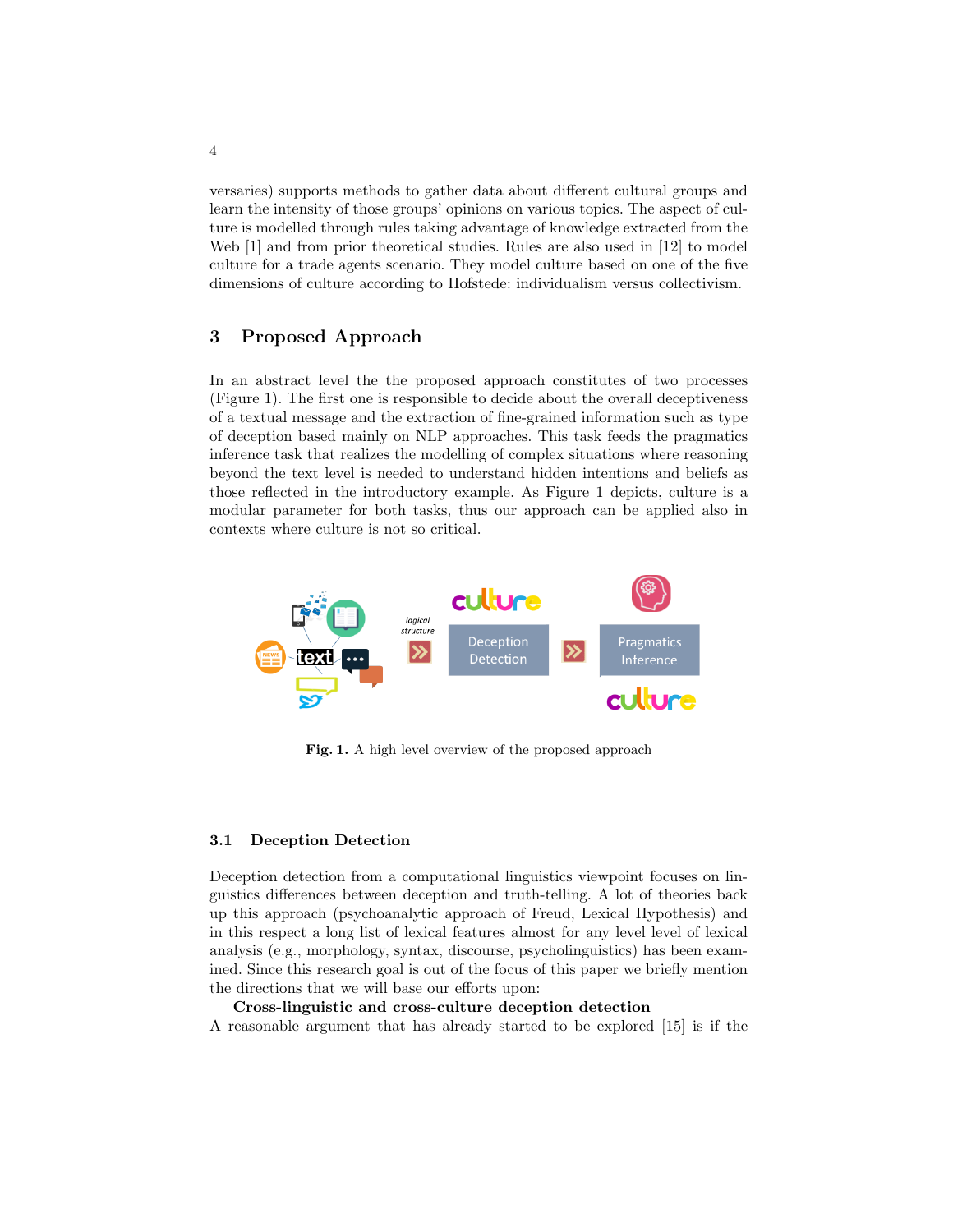versaries) supports methods to gather data about different cultural groups and learn the intensity of those groups' opinions on various topics. The aspect of culture is modelled through rules taking advantage of knowledge extracted from the Web [1] and from prior theoretical studies. Rules are also used in [12] to model culture for a trade agents scenario. They model culture based on one of the five dimensions of culture according to Hofstede: individualism versus collectivism.

## 3 Proposed Approach

In an abstract level the the proposed approach constitutes of two processes (Figure 1). The first one is responsible to decide about the overall deceptiveness of a textual message and the extraction of fine-grained information such as type of deception based mainly on NLP approaches. This task feeds the pragmatics inference task that realizes the modelling of complex situations where reasoning beyond the text level is needed to understand hidden intentions and beliefs as those reflected in the introductory example. As Figure 1 depicts, culture is a modular parameter for both tasks, thus our approach can be applied also in contexts where culture is not so critical.

**Fig. 1.** A high level overview of the proposed approach

### 3.1 Deception Detection

Deception detection from a computational linguistics viewpoint focuses on linguistics differences between deception and truth-telling. A lot of theories back up this approach (psychoanalytic approach of Freud, Lexical Hypothesis) and in this respect a long list of lexical features almost for any level level of lexical analysis (e.g., morphology, syntax, discourse, psycholinguistics) has been examined. Since this research goal is out of the focus of this paper we briefly mention the directions that we will base our efforts upon:

**Cross-linguistic and cross-culture deception detection**

A reasonable argument that has already started to be explored [15] is if the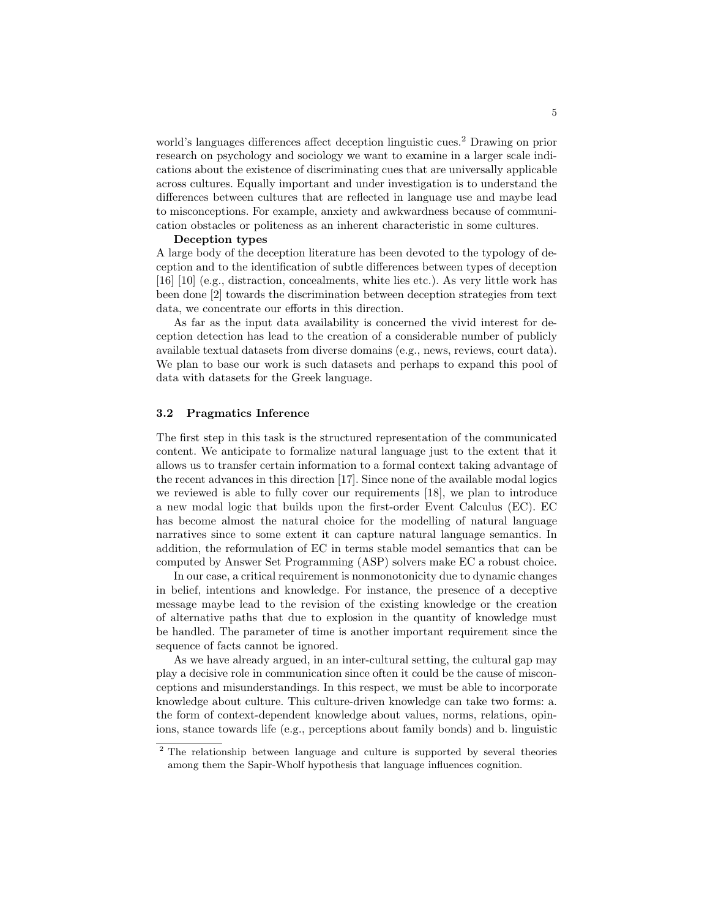world's languages differences affect deception linguistic cues.[2] Drawing on prior research on psychology and sociology we want to examine in a larger scale indications about the existence of discriminating cues that are universally applicable across cultures. Equally important and under investigation is to understand the differences between cultures that are reflected in language use and maybe lead to misconceptions. For example, anxiety and awkwardness because of communication obstacles or politeness as an inherent characteristic in some cultures.

**Deception types**

A large body of the deception literature has been devoted to the typology of deception and to the identification of subtle differences between types of deception [16] [10] (e.g., distraction, concealments, white lies etc.). As very little work has been done [2] towards the discrimination between deception strategies from text data, we concentrate our efforts in this direction.

As far as the input data availability is concerned the vivid interest for deception detection has lead to the creation of a considerable number of publicly available textual datasets from diverse domains (e.g., news, reviews, court data). We plan to base our work is such datasets and perhaps to expand this pool of data with datasets for the Greek language.

### 3.2 Pragmatics Inference

The first step in this task is the structured representation of the communicated content. We anticipate to formalize natural language just to the extent that it allows us to transfer certain information to a formal context taking advantage of the recent advances in this direction [17]. Since none of the available modal logics we reviewed is able to fully cover our requirements [18], we plan to introduce a new modal logic that builds upon the first-order Event Calculus (EC). EC has become almost the natural choice for the modelling of natural language narratives since to some extent it can capture natural language semantics. In addition, the reformulation of EC in terms stable model semantics that can be computed by Answer Set Programming (ASP) solvers make EC a robust choice.

In our case, a critical requirement is nonmonotonicity due to dynamic changes in belief, intentions and knowledge. For instance, the presence of a deceptive message maybe lead to the revision of the existing knowledge or the creation of alternative paths that due to explosion in the quantity of knowledge must be handled. The parameter of time is another important requirement since the sequence of facts cannot be ignored.

As we have already argued, in an inter-cultural setting, the cultural gap may play a decisive role in communication since often it could be the cause of misconceptions and misunderstandings. In this respect, we must be able to incorporate knowledge about culture. This culture-driven knowledge can take two forms: a. the form of context-dependent knowledge about values, norms, relations, opinions, stance towards life (e.g., perceptions about family bonds) and b. linguistic

[2] The relationship between language and culture is supported by several theories among them the Sapir-Wholf hypothesis that language influences cognition.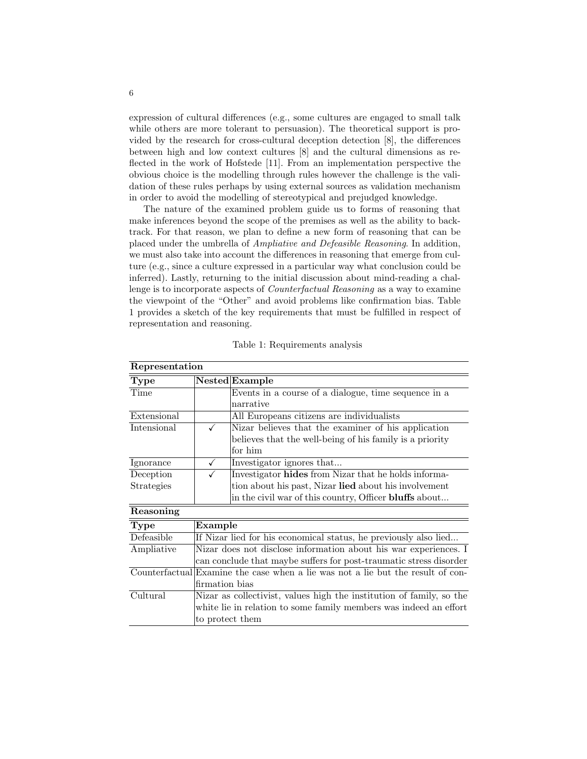expression of cultural differences (e.g., some cultures are engaged to small talk while others are more tolerant to persuasion). The theoretical support is provided by the research for cross-cultural deception detection [8], the differences between high and low context cultures [8] and the cultural dimensions as reflected in the work of Hofstede [11]. From an implementation perspective the obvious choice is the modelling through rules however the challenge is the validation of these rules perhaps by using external sources as validation mechanism in order to avoid the modelling of stereotypical and prejudged knowledge.

The nature of the examined problem guide us to forms of reasoning that make inferences beyond the scope of the premises as well as the ability to backtrack. For that reason, we plan to define a new form of reasoning that can be placed under the umbrella of *Ampliative and Defeasible Reasoning*. In addition, we must also take into account the differences in reasoning that emerge from culture (e.g., since a culture expressed in a particular way what conclusion could be inferred). Lastly, returning to the initial discussion about mind-reading a challenge is to incorporate aspects of *Counterfactual Reasoning* as a way to examine the viewpoint of the "Other" and avoid problems like confirmation bias. Table 1 provides a sketch of the key requirements that must be fulfilled in respect of representation and reasoning.

Table 1: Requirements analysis

**Representation**

| **Type** | **Nested** | **Example** |
|---|---|---|
| Time | | Events in a course of a dialogue, time sequence in a narrative |
| Extensional | | All Europeans citizens are individualists |
| Intensional | ✓ | Nizar believes that the examiner of his application believes that the well-being of his family is a priority for him |
| Ignorance | ✓ | Investigator ignores that... |
| Deception Strategies | ✓ | Investigator **hides** from Nizar that he holds information about his past, Nizar **lied** about his involvement in the civil war of this country, Officer **bluffs** about... |

**Reasoning**

| **Type** | **Example** |
|---|---|
| Defeasible | If Nizar lied for his economical status, he previously also lied... |
| Ampliative | Nizar does not disclose information about his war experiences. I can conclude that maybe suffers for post-traumatic stress disorder |
| Counterfactual | Examine the case when a lie was not a lie but the result of confirmation bias |
| Cultural | Nizar as collectivist, values high the institution of family, so the white lie in relation to some family members was indeed an effort to protect them |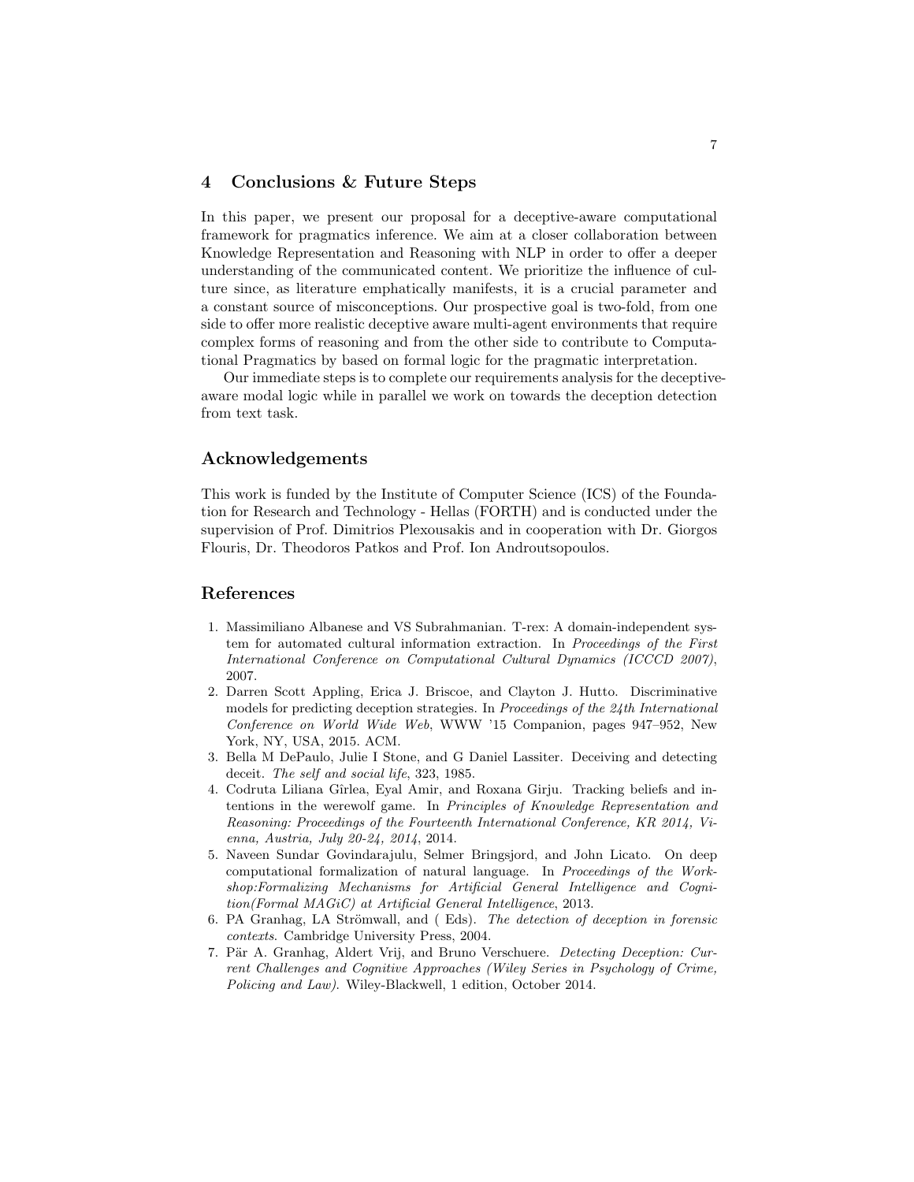## 4 Conclusions & Future Steps

In this paper, we present our proposal for a deceptive-aware computational framework for pragmatics inference. We aim at a closer collaboration between Knowledge Representation and Reasoning with NLP in order to offer a deeper understanding of the communicated content. We prioritize the influence of culture since, as literature emphatically manifests, it is a crucial parameter and a constant source of misconceptions. Our prospective goal is two-fold, from one side to offer more realistic deceptive aware multi-agent environments that require complex forms of reasoning and from the other side to contribute to Computational Pragmatics by based on formal logic for the pragmatic interpretation.

Our immediate steps is to complete our requirements analysis for the deceptive-aware modal logic while in parallel we work on towards the deception detection from text task.

## Acknowledgements

This work is funded by the Institute of Computer Science (ICS) of the Foundation for Research and Technology - Hellas (FORTH) and is conducted under the supervision of Prof. Dimitrios Plexousakis and in cooperation with Dr. Giorgos Flouris, Dr. Theodoros Patkos and Prof. Ion Androutsopoulos.

## References

1. Massimiliano Albanese and VS Subrahmanian. T-rex: A domain-independent system for automated cultural information extraction. In *Proceedings of the First International Conference on Computational Cultural Dynamics (ICCCD 2007)*, 2007.
2. Darren Scott Appling, Erica J. Briscoe, and Clayton J. Hutto. Discriminative models for predicting deception strategies. In *Proceedings of the 24th International Conference on World Wide Web*, WWW '15 Companion, pages 947–952, New York, NY, USA, 2015. ACM.
3. Bella M DePaulo, Julie I Stone, and G Daniel Lassiter. Deceiving and detecting deceit. *The self and social life*, 323, 1985.
4. Codruta Liliana Gîrlea, Eyal Amir, and Roxana Girju. Tracking beliefs and intentions in the werewolf game. In *Principles of Knowledge Representation and Reasoning: Proceedings of the Fourteenth International Conference, KR 2014, Vienna, Austria, July 20-24, 2014*, 2014.
5. Naveen Sundar Govindarajulu, Selmer Bringsjord, and John Licato. On deep computational formalization of natural language. In *Proceedings of the Workshop:Formalizing Mechanisms for Artificial General Intelligence and Cognition(Formal MAGiC) at Artificial General Intelligence*, 2013.
6. PA Granhag, LA Strömwall, and ( Eds). *The detection of deception in forensic contexts*. Cambridge University Press, 2004.
7. Pär A. Granhag, Aldert Vrij, and Bruno Verschuere. *Detecting Deception: Current Challenges and Cognitive Approaches (Wiley Series in Psychology of Crime, Policing and Law)*. Wiley-Blackwell, 1 edition, October 2014.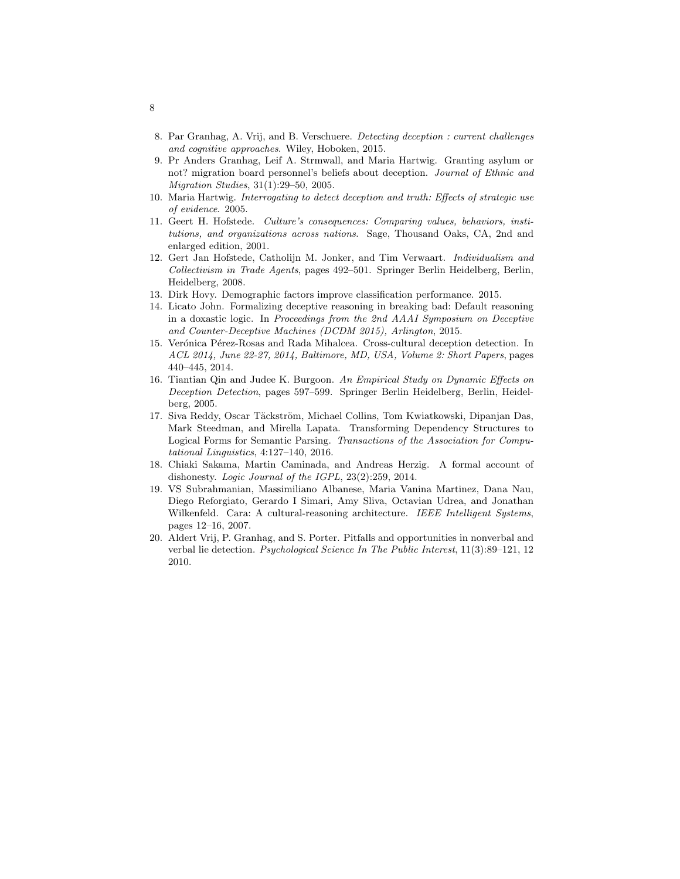8. Par Granhag, A. Vrij, and B. Verschuere. *Detecting deception : current challenges and cognitive approaches*. Wiley, Hoboken, 2015.
9. Pr Anders Granhag, Leif A. Strmwall, and Maria Hartwig. Granting asylum or not? migration board personnel's beliefs about deception. *Journal of Ethnic and Migration Studies*, 31(1):29–50, 2005.
10. Maria Hartwig. *Interrogating to detect deception and truth: Effects of strategic use of evidence*. 2005.
11. Geert H. Hofstede. *Culture's consequences: Comparing values, behaviors, institutions, and organizations across nations*. Sage, Thousand Oaks, CA, 2nd and enlarged edition, 2001.
12. Gert Jan Hofstede, Catholijn M. Jonker, and Tim Verwaart. *Individualism and Collectivism in Trade Agents*, pages 492–501. Springer Berlin Heidelberg, Berlin, Heidelberg, 2008.
13. Dirk Hovy. Demographic factors improve classification performance. 2015.
14. Licato John. Formalizing deceptive reasoning in breaking bad: Default reasoning in a doxastic logic. In *Proceedings from the 2nd AAAI Symposium on Deceptive and Counter-Deceptive Machines (DCDM 2015), Arlington*, 2015.
15. Verónica Pérez-Rosas and Rada Mihalcea. Cross-cultural deception detection. In *ACL 2014, June 22-27, 2014, Baltimore, MD, USA, Volume 2: Short Papers*, pages 440–445, 2014.
16. Tiantian Qin and Judee K. Burgoon. *An Empirical Study on Dynamic Effects on Deception Detection*, pages 597–599. Springer Berlin Heidelberg, Berlin, Heidelberg, 2005.
17. Siva Reddy, Oscar Täckström, Michael Collins, Tom Kwiatkowski, Dipanjan Das, Mark Steedman, and Mirella Lapata. Transforming Dependency Structures to Logical Forms for Semantic Parsing. *Transactions of the Association for Computational Linguistics*, 4:127–140, 2016.
18. Chiaki Sakama, Martin Caminada, and Andreas Herzig. A formal account of dishonesty. *Logic Journal of the IGPL*, 23(2):259, 2014.
19. VS Subrahmanian, Massimiliano Albanese, Maria Vanina Martinez, Dana Nau, Diego Reforgiato, Gerardo I Simari, Amy Sliva, Octavian Udrea, and Jonathan Wilkenfeld. Cara: A cultural-reasoning architecture. *IEEE Intelligent Systems*, pages 12–16, 2007.
20. Aldert Vrij, P. Granhag, and S. Porter. Pitfalls and opportunities in nonverbal and verbal lie detection. *Psychological Science In The Public Interest*, 11(3):89–121, 12 2010.